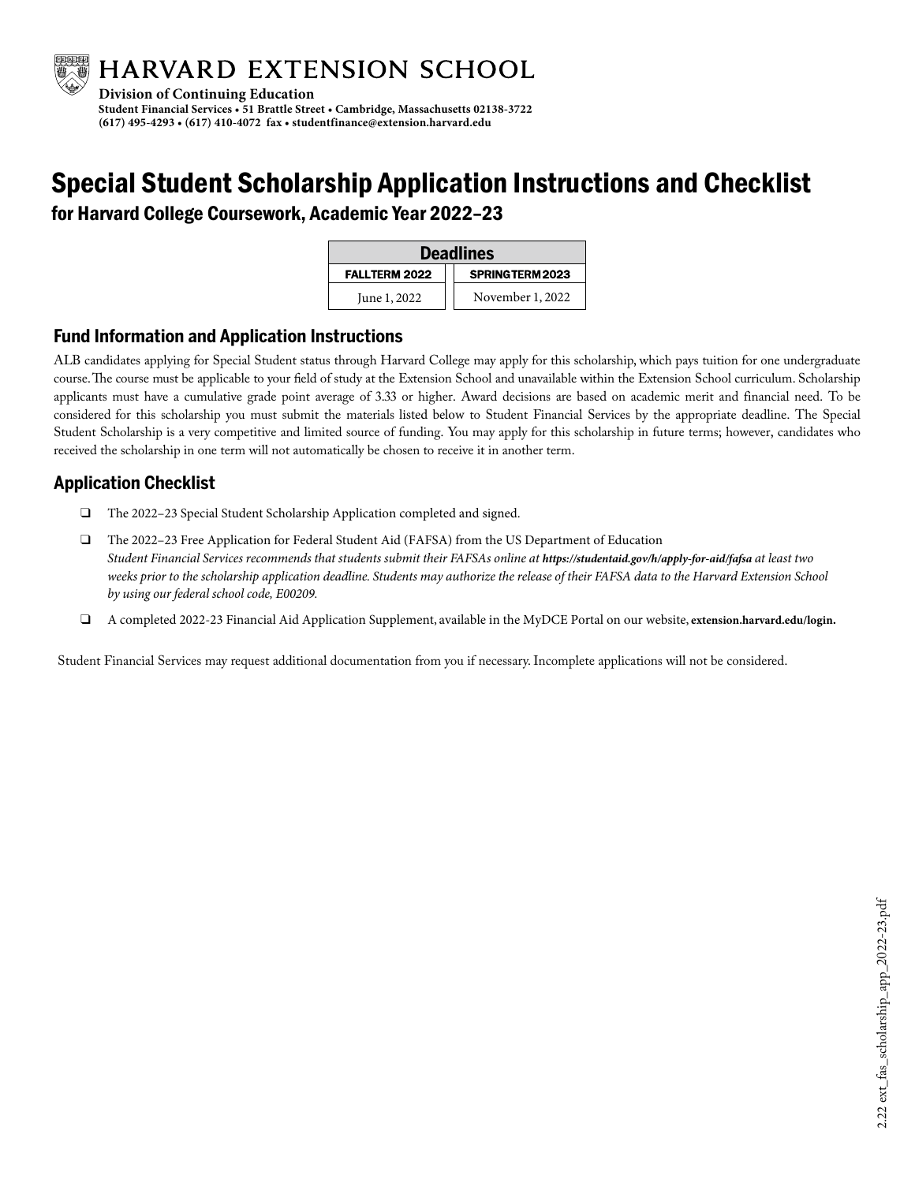# HARVARD EXTENSION SCHOOL

**Division of Continuing Education**
**Student Financial Services • 51 Brattle Street • Cambridge, Massachusetts 02138-3722**
**(617) 495-4293 • (617) 410-4072 fax • studentfinance@extension.harvard.edu**

# Special Student Scholarship Application Instructions and Checklist

## for Harvard College Coursework, Academic Year 2022–23

| Deadlines | |
|---|---|
| **FALLTERM 2022** | **SPRINGTERM 2023** |
| June 1, 2022 | November 1, 2022 |

## Fund Information and Application Instructions

ALB candidates applying for Special Student status through Harvard College may apply for this scholarship, which pays tuition for one undergraduate course. The course must be applicable to your field of study at the Extension School and unavailable within the Extension School curriculum. Scholarship applicants must have a cumulative grade point average of 3.33 or higher. Award decisions are based on academic merit and financial need. To be considered for this scholarship you must submit the materials listed below to Student Financial Services by the appropriate deadline. The Special Student Scholarship is a very competitive and limited source of funding. You may apply for this scholarship in future terms; however, candidates who received the scholarship in one term will not automatically be chosen to receive it in another term.

## Application Checklist

- ❑ The 2022–23 Special Student Scholarship Application completed and signed.
- ❑ The 2022–23 Free Application for Federal Student Aid (FAFSA) from the US Department of Education
  *Student Financial Services recommends that students submit their FAFSAs online at* ***https://studentaid.gov/h/apply-for-aid/fafsa*** *at least two weeks prior to the scholarship application deadline. Students may authorize the release of their FAFSA data to the Harvard Extension School by using our federal school code, E00209.*
- ❑ A completed 2022-23 Financial Aid Application Supplement, available in the MyDCE Portal on our website, **extension.harvard.edu/login.**

Student Financial Services may request additional documentation from you if necessary. Incomplete applications will not be considered.

2.22 ext_fas_scholarship_app_2022-23.pdf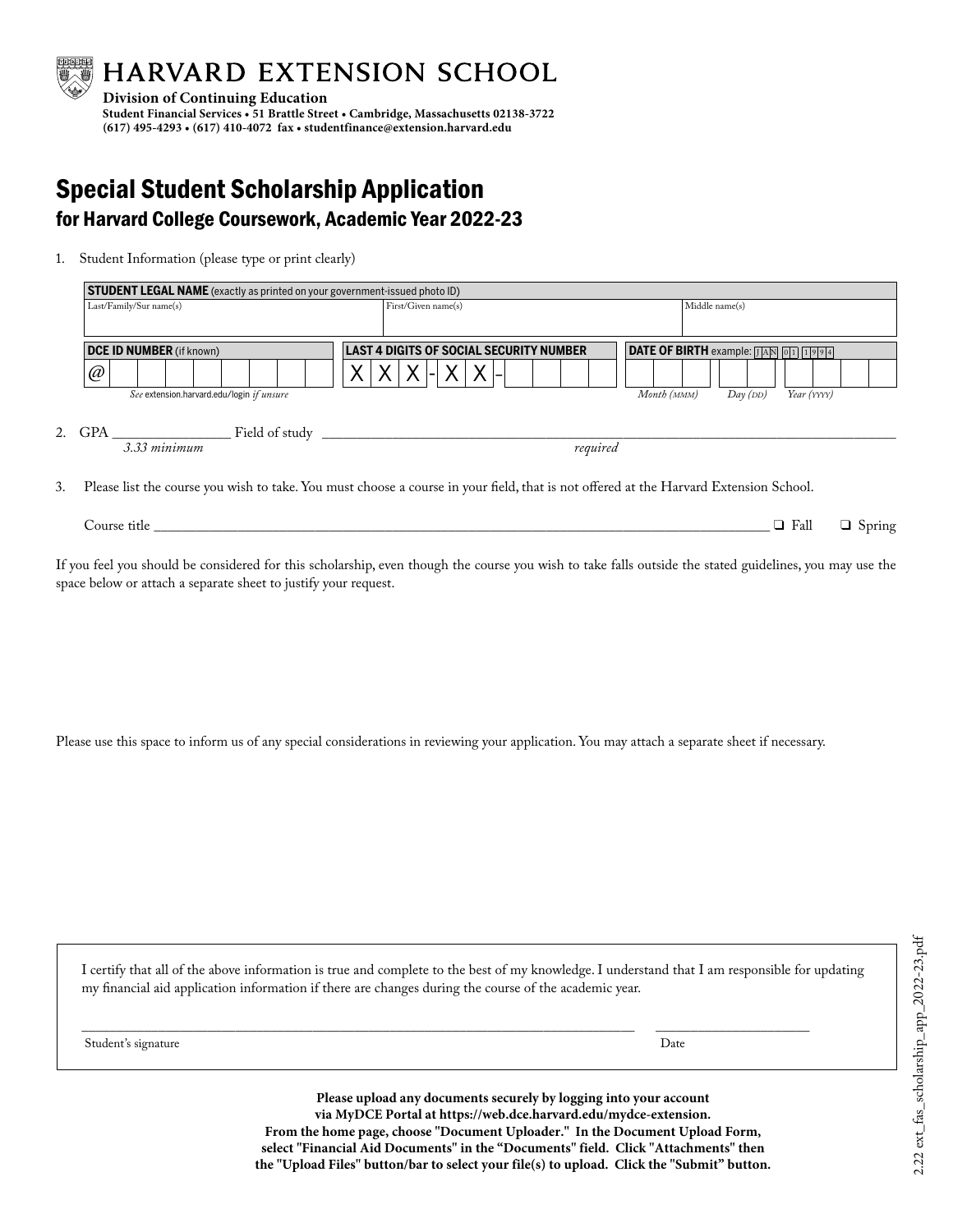# HARVARD EXTENSION SCHOOL

**Division of Continuing Education**
**Student Financial Services • 51 Brattle Street • Cambridge, Massachusetts 02138-3722**
**(617) 495-4293 • (617) 410-4072 fax • studentfinance@extension.harvard.edu**

# Special Student Scholarship Application

## for Harvard College Coursework, Academic Year 2022-23

1. Student Information (please type or print clearly)

| **STUDENT LEGAL NAME** (exactly as printed on your government-issued photo ID) | | |
|---|---|---|
| Last/Family/Sur name(s) | First/Given name(s) | Middle name(s) |
| | | |

| **DCE ID NUMBER** (if known) | **LAST 4 DIGITS OF SOCIAL SECURITY NUMBER** | **DATE OF BIRTH** example: JAN 01 1994 |
|---|---|---|
| @ | XXX-XX- | |
| *See* extension.harvard.edu/login *if unsure* | | *Month (MMM)* *Day (DD)* *Year (YYYY)* |

2. GPA _______________ Field of study _______________________________________________
   *3.33 minimum* *required*

3. Please list the course you wish to take. You must choose a course in your field, that is not offered at the Harvard Extension School.

   Course title _______________________________________________ ❑ Fall ❑ Spring

If you feel you should be considered for this scholarship, even though the course you wish to take falls outside the stated guidelines, you may use the space below or attach a separate sheet to justify your request.

Please use this space to inform us of any special considerations in reviewing your application. You may attach a separate sheet if necessary.

I certify that all of the above information is true and complete to the best of my knowledge. I understand that I am responsible for updating my financial aid application information if there are changes during the course of the academic year.

_______________________________________________ _______________________
Student's signature Date

**Please upload any documents securely by logging into your account via MyDCE Portal at https://web.dce.harvard.edu/mydce-extension. From the home page, choose "Document Uploader." In the Document Upload Form, select "Financial Aid Documents" in the "Documents" field. Click "Attachments" then the "Upload Files" button/bar to select your file(s) to upload. Click the "Submit" button.**

2.22 ext_fas_scholarship_app_2022-23.pdf